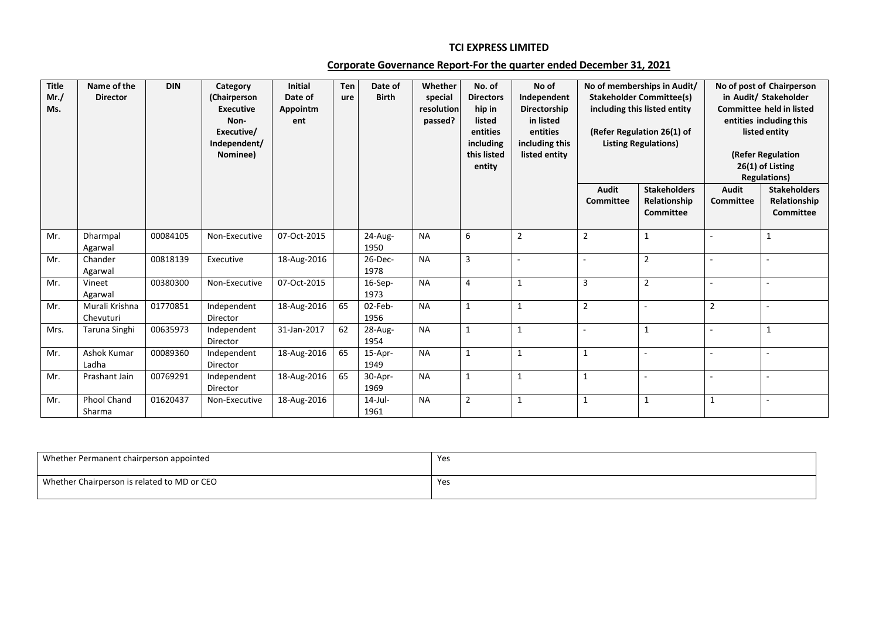# TCI EXPRESS LIMITED

## Corporate Governance Report-For the quarter ended December 31, 2021

| Title Mr./ Ms. | Name of the Director | DIN | Category (Chairperson Executive Non-Executive/ Independent/ Nominee) | Initial Date of Appointment | Tenure | Date of Birth | Whether special resolution passed? | No. of Directorship in listed entities including this listed entity | No of Independent Directorship in listed entities including this listed entity | No of memberships in Audit/ Stakeholder Committee(s) including this listed entity (Refer Regulation 26(1) of Listing Regulations) | | No of post of Chairperson in Audit/ Stakeholder Committee held in listed entities including this listed entity (Refer Regulation 26(1) of Listing Regulations) | |
|---|---|---|---|---|---|---|---|---|---|---|---|---|---|
| | | | | | | | | | | Audit Committee | Stakeholders Relationship Committee | Audit Committee | Stakeholders Relationship Committee |
| Mr. | Dharmpal Agarwal | 00084105 | Non-Executive | 07-Oct-2015 | | 24-Aug-1950 | NA | 6 | 2 | 2 | 1 | - | 1 |
| Mr. | Chander Agarwal | 00818139 | Executive | 18-Aug-2016 | | 26-Dec-1978 | NA | 3 | - | - | 2 | - | - |
| Mr. | Vineet Agarwal | 00380300 | Non-Executive | 07-Oct-2015 | | 16-Sep-1973 | NA | 4 | 1 | 3 | 2 | - | - |
| Mr. | Murali Krishna Chevuturi | 01770851 | Independent Director | 18-Aug-2016 | 65 | 02-Feb-1956 | NA | 1 | 1 | 2 | - | 2 | - |
| Mrs. | Taruna Singhi | 00635973 | Independent Director | 31-Jan-2017 | 62 | 28-Aug-1954 | NA | 1 | 1 | - | 1 | - | 1 |
| Mr. | Ashok Kumar Ladha | 00089360 | Independent Director | 18-Aug-2016 | 65 | 15-Apr-1949 | NA | 1 | 1 | 1 | - | - | - |
| Mr. | Prashant Jain | 00769291 | Independent Director | 18-Aug-2016 | 65 | 30-Apr-1969 | NA | 1 | 1 | 1 | - | - | - |
| Mr. | Phool Chand Sharma | 01620437 | Non-Executive | 18-Aug-2016 | | 14-Jul-1961 | NA | 2 | 1 | 1 | 1 | 1 | - |

| | |
|---|---|
| Whether Permanent chairperson appointed | Yes |
| Whether Chairperson is related to MD or CEO | Yes |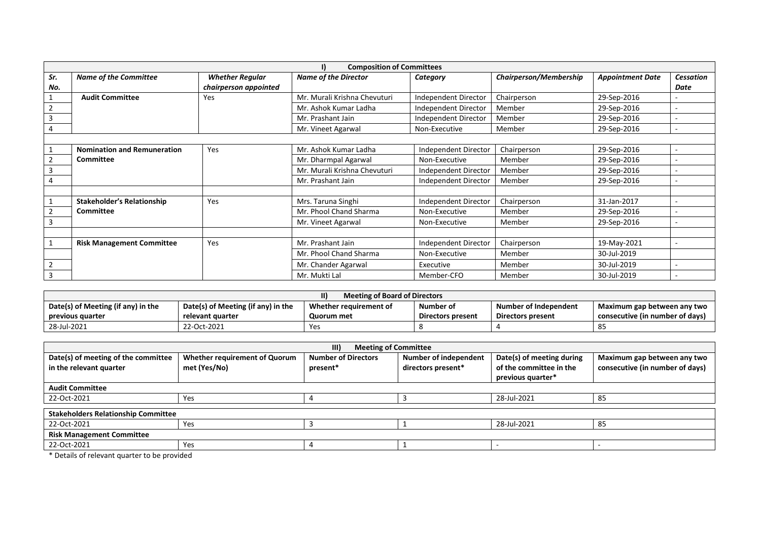## I) Composition of Committees

| *Sr. No.* | *Name of the Committee* | *Whether Regular chairperson appointed* | *Name of the Director* | *Category* | *Chairperson/Membership* | *Appointment Date* | *Cessation Date* |
|---|---|---|---|---|---|---|---|
| 1 | **Audit Committee** | Yes | Mr. Murali Krishna Chevuturi | Independent Director | Chairperson | 29-Sep-2016 | - |
| 2 | | | Mr. Ashok Kumar Ladha | Independent Director | Member | 29-Sep-2016 | - |
| 3 | | | Mr. Prashant Jain | Independent Director | Member | 29-Sep-2016 | - |
| 4 | | | Mr. Vineet Agarwal | Non-Executive | Member | 29-Sep-2016 | - |
| | | | | | | | |
| 1 | **Nomination and Remuneration Committee** | Yes | Mr. Ashok Kumar Ladha | Independent Director | Chairperson | 29-Sep-2016 | - |
| 2 | | | Mr. Dharmpal Agarwal | Non-Executive | Member | 29-Sep-2016 | - |
| 3 | | | Mr. Murali Krishna Chevuturi | Independent Director | Member | 29-Sep-2016 | - |
| 4 | | | Mr. Prashant Jain | Independent Director | Member | 29-Sep-2016 | - |
| | | | | | | | |
| 1 | **Stakeholder's Relationship Committee** | Yes | Mrs. Taruna Singhi | Independent Director | Chairperson | 31-Jan-2017 | - |
| 2 | | | Mr. Phool Chand Sharma | Non-Executive | Member | 29-Sep-2016 | - |
| 3 | | | Mr. Vineet Agarwal | Non-Executive | Member | 29-Sep-2016 | - |
| | | | | | | | |
| 1 | **Risk Management Committee** | Yes | Mr. Prashant Jain | Independent Director | Chairperson | 19-May-2021 | - |
| | | | Mr. Phool Chand Sharma | Non-Executive | Member | 30-Jul-2019 | |
| 2 | | | Mr. Chander Agarwal | Executive | Member | 30-Jul-2019 | - |
| 3 | | | Mr. Mukti Lal | Member-CFO | Member | 30-Jul-2019 | - |

## II) Meeting of Board of Directors

| Date(s) of Meeting (if any) in the previous quarter | Date(s) of Meeting (if any) in the relevant quarter | Whether requirement of Quorum met | Number of Directors present | Number of Independent Directors present | Maximum gap between any two consecutive (in number of days) |
|---|---|---|---|---|---|
| 28-Jul-2021 | 22-Oct-2021 | Yes | 8 | 4 | 85 |

## III) Meeting of Committee

| Date(s) of meeting of the committee in the relevant quarter | Whether requirement of Quorum met (Yes/No) | Number of Directors present* | Number of independent directors present* | Date(s) of meeting during of the committee in the previous quarter* | Maximum gap between any two consecutive (in number of days) |
|---|---|---|---|---|---|
| **Audit Committee** | | | | | |
| 22-Oct-2021 | Yes | 4 | 3 | 28-Jul-2021 | 85 |
| **Stakeholders Relationship Committee** | | | | | |
| 22-Oct-2021 | Yes | 3 | 1 | 28-Jul-2021 | 85 |
| **Risk Management Committee** | | | | | |
| 22-Oct-2021 | Yes | 4 | 1 | - | - |

* Details of relevant quarter to be provided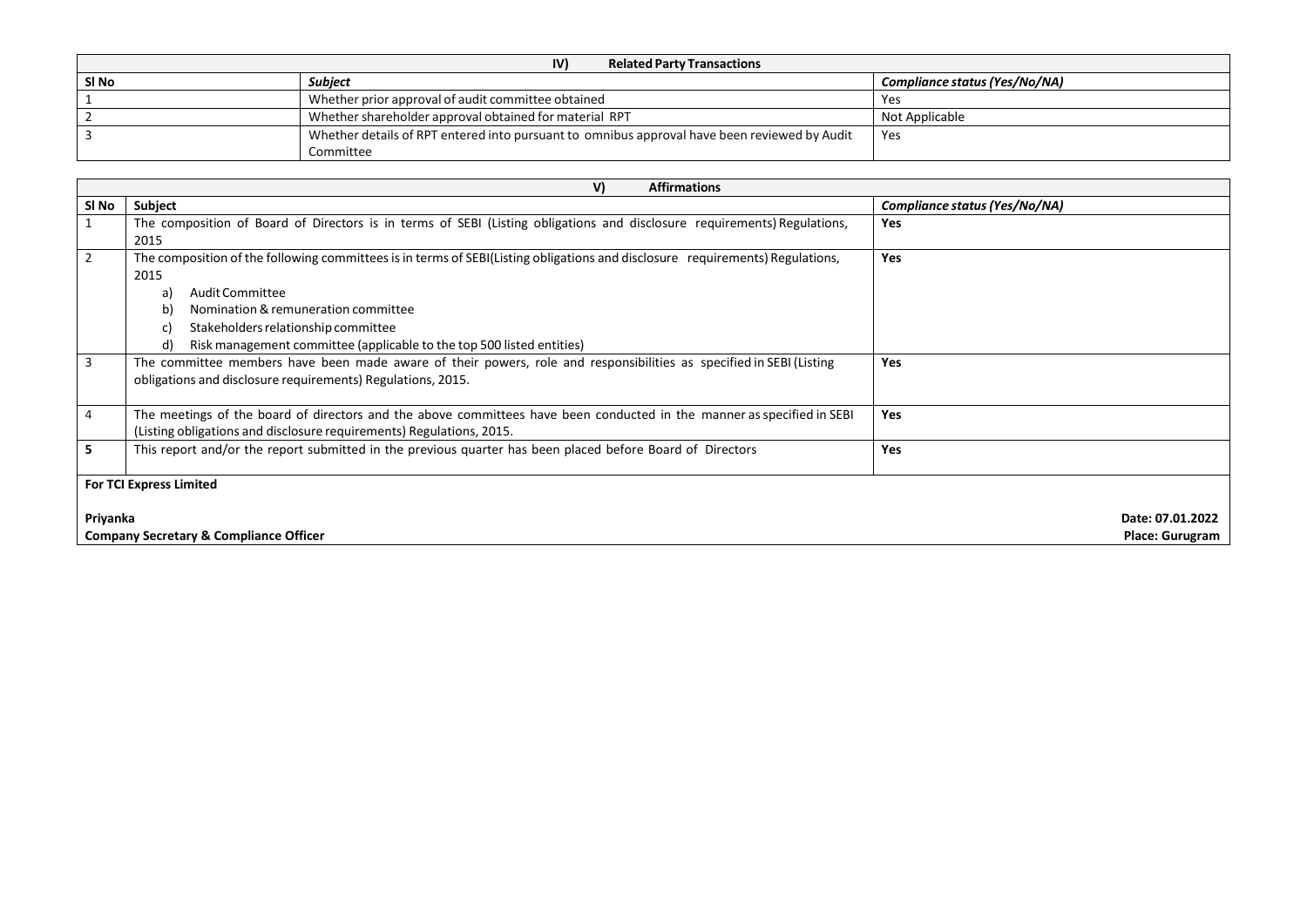### IV) Related Party Transactions

| Sl No | *Subject* | *Compliance status (Yes/No/NA)* |
|---|---|---|
| 1 | Whether prior approval of audit committee obtained | Yes |
| 2 | Whether shareholder approval obtained for material RPT | Not Applicable |
| 3 | Whether details of RPT entered into pursuant to omnibus approval have been reviewed by Audit Committee | Yes |

### V) Affirmations

| Sl No | Subject | *Compliance status (Yes/No/NA)* |
|---|---|---|
| 1 | The composition of Board of Directors is in terms of SEBI (Listing obligations and disclosure requirements) Regulations, 2015 | **Yes** |
| 2 | The composition of the following committees is in terms of SEBI(Listing obligations and disclosure requirements) Regulations, 2015<br>a) Audit Committee<br>b) Nomination & remuneration committee<br>c) Stakeholders relationship committee<br>d) Risk management committee (applicable to the top 500 listed entities) | **Yes** |
| 3 | The committee members have been made aware of their powers, role and responsibilities as specified in SEBI (Listing obligations and disclosure requirements) Regulations, 2015. | **Yes** |
| 4 | The meetings of the board of directors and the above committees have been conducted in the manner as specified in SEBI (Listing obligations and disclosure requirements) Regulations, 2015. | **Yes** |
| **5** | This report and/or the report submitted in the previous quarter has been placed before Board of Directors | **Yes** |

**For TCI Express Limited**

**Priyanka**
**Company Secretary & Compliance Officer**

**Date: 07.01.2022**
**Place: Gurugram**